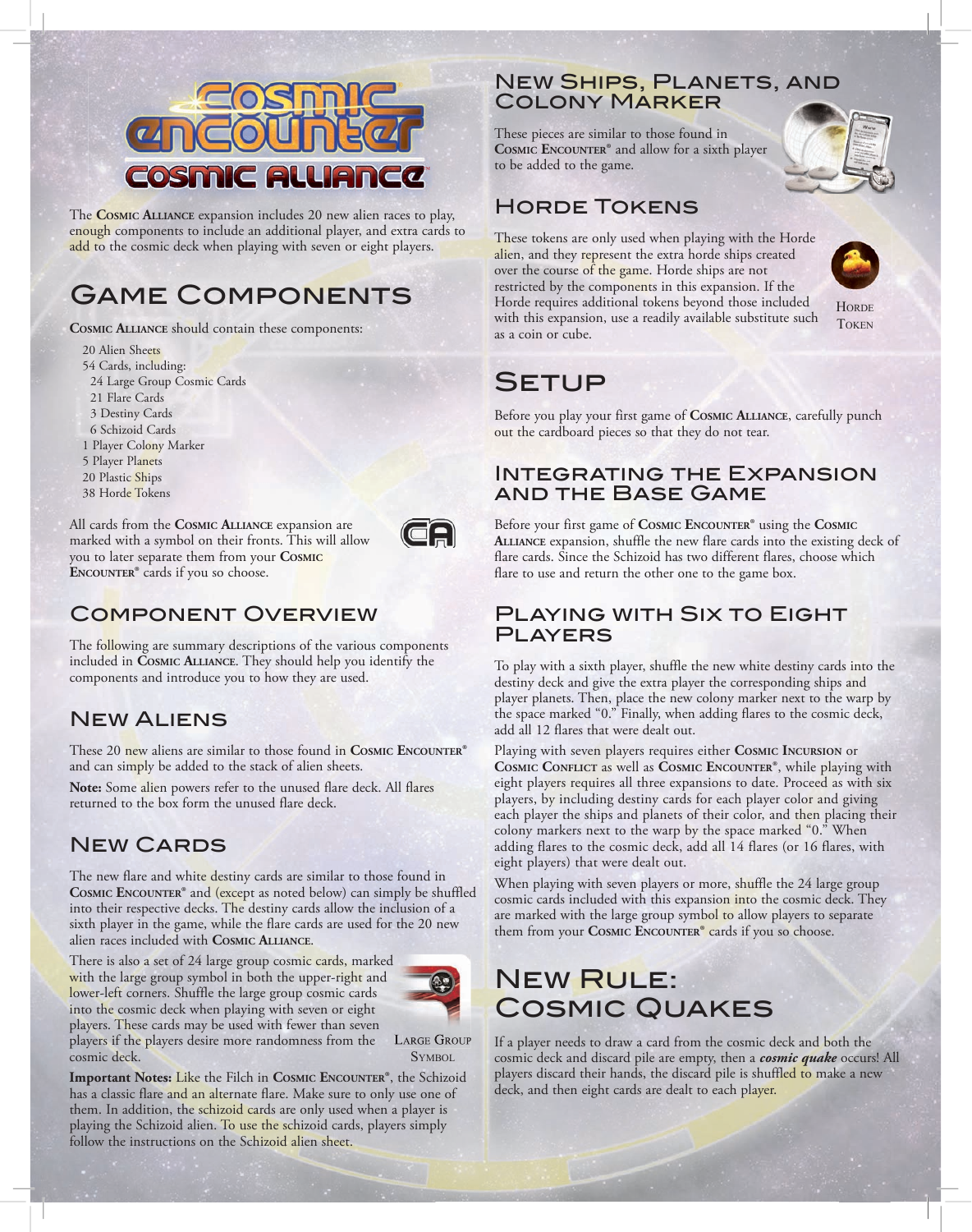# Cosmic Encounter: Cosmic Alliance

The **Cosmic Alliance** expansion includes 20 new alien races to play, enough components to include an additional player, and extra cards to add to the cosmic deck when playing with seven or eight players.

## Game Components

**Cosmic Alliance** should contain these components:

- 20 Alien Sheets
- 54 Cards, including:
  - 24 Large Group Cosmic Cards
  - 21 Flare Cards
  - 3 Destiny Cards
  - 6 Schizoid Cards
- 1 Player Colony Marker
- 5 Player Planets
- 20 Plastic Ships
- 38 Horde Tokens

All cards from the **Cosmic Alliance** expansion are marked with a symbol on their fronts. This will allow you to later separate them from your **Cosmic Encounter®** cards if you so choose.

## Component Overview

The following are summary descriptions of the various components included in **Cosmic Alliance**. They should help you identify the components and introduce you to how they are used.

### New Aliens

These 20 new aliens are similar to those found in **Cosmic Encounter®** and can simply be added to the stack of alien sheets.

**Note:** Some alien powers refer to the unused flare deck. All flares returned to the box form the unused flare deck.

### New Cards

The new flare and white destiny cards are similar to those found in **Cosmic Encounter®** and (except as noted below) can simply be shuffled into their respective decks. The destiny cards allow the inclusion of a sixth player in the game, while the flare cards are used for the 20 new alien races included with **Cosmic Alliance**.

There is also a set of 24 large group cosmic cards, marked with the large group symbol in both the upper-right and lower-left corners. Shuffle the large group cosmic cards into the cosmic deck when playing with seven or eight players. These cards may be used with fewer than seven players if the players desire more randomness from the cosmic deck.

Large Group Symbol

**Important Notes:** Like the Filch in **Cosmic Encounter®**, the Schizoid has a classic flare and an alternate flare. Make sure to only use one of them. In addition, the schizoid cards are only used when a player is playing the Schizoid alien. To use the schizoid cards, players simply follow the instructions on the Schizoid alien sheet.

### New Ships, Planets, and Colony Marker

These pieces are similar to those found in **Cosmic Encounter®** and allow for a sixth player to be added to the game.

### Horde Tokens

These tokens are only used when playing with the Horde alien, and they represent the extra horde ships created over the course of the game. Horde ships are not restricted by the components in this expansion. If the Horde requires additional tokens beyond those included with this expansion, use a readily available substitute such as a coin or cube.

Horde Token

## Setup

Before you play your first game of **Cosmic Alliance**, carefully punch out the cardboard pieces so that they do not tear.

### Integrating the Expansion and the Base Game

Before your first game of **Cosmic Encounter®** using the **Cosmic Alliance** expansion, shuffle the new flare cards into the existing deck of flare cards. Since the Schizoid has two different flares, choose which flare to use and return the other one to the game box.

### Playing with Six to Eight Players

To play with a sixth player, shuffle the new white destiny cards into the destiny deck and give the extra player the corresponding ships and player planets. Then, place the new colony marker next to the warp by the space marked "0." Finally, when adding flares to the cosmic deck, add all 12 flares that were dealt out.

Playing with seven players requires either **Cosmic Incursion** or **Cosmic Conflict** as well as **Cosmic Encounter®**, while playing with eight players requires all three expansions to date. Proceed as with six players, by including destiny cards for each player color and giving each player the ships and planets of their color, and then placing their colony markers next to the warp by the space marked "0." When adding flares to the cosmic deck, add all 14 flares (or 16 flares, with eight players) that were dealt out.

When playing with seven players or more, shuffle the 24 large group cosmic cards included with this expansion into the cosmic deck. They are marked with the large group symbol to allow players to separate them from your **Cosmic Encounter®** cards if you so choose.

## New Rule: Cosmic Quakes

If a player needs to draw a card from the cosmic deck and both the cosmic deck and discard pile are empty, then a ***cosmic quake*** occurs! All players discard their hands, the discard pile is shuffled to make a new deck, and then eight cards are dealt to each player.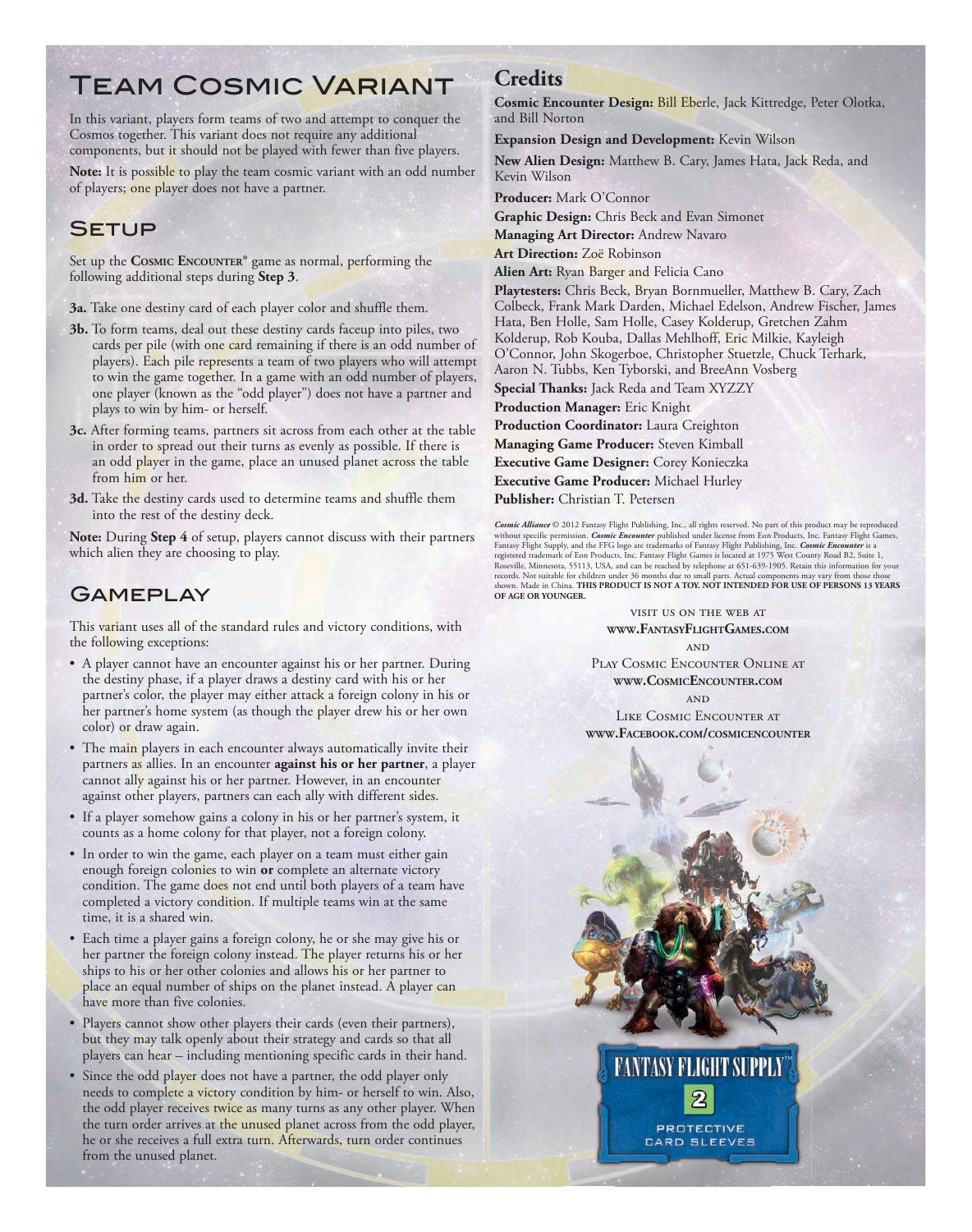# Team Cosmic Variant

In this variant, players form teams of two and attempt to conquer the Cosmos together. This variant does not require any additional components, but it should not be played with fewer than five players.

**Note:** It is possible to play the team cosmic variant with an odd number of players; one player does not have a partner.

## Setup

Set up the **Cosmic Encounter®** game as normal, performing the following additional steps during **Step 3**.

**3a.** Take one destiny card of each player color and shuffle them.

**3b.** To form teams, deal out these destiny cards faceup into piles, two cards per pile (with one card remaining if there is an odd number of players). Each pile represents a team of two players who will attempt to win the game together. In a game with an odd number of players, one player (known as the "odd player") does not have a partner and plays to win by him- or herself.

**3c.** After forming teams, partners sit across from each other at the table in order to spread out their turns as evenly as possible. If there is an odd player in the game, place an unused planet across the table from him or her.

**3d.** Take the destiny cards used to determine teams and shuffle them into the rest of the destiny deck.

**Note:** During **Step 4** of setup, players cannot discuss with their partners which alien they are choosing to play.

## Gameplay

This variant uses all of the standard rules and victory conditions, with the following exceptions:

- A player cannot have an encounter against his or her partner. During the destiny phase, if a player draws a destiny card with his or her partner's color, the player may either attack a foreign colony in his or her partner's home system (as though the player drew his or her own color) or draw again.
- The main players in each encounter always automatically invite their partners as allies. In an encounter **against his or her partner**, a player cannot ally against his or her partner. However, in an encounter against other players, partners can each ally with different sides.
- If a player somehow gains a colony in his or her partner's system, it counts as a home colony for that player, not a foreign colony.
- In order to win the game, each player on a team must either gain enough foreign colonies to win **or** complete an alternate victory condition. The game does not end until both players of a team have completed a victory condition. If multiple teams win at the same time, it is a shared win.
- Each time a player gains a foreign colony, he or she may give his or her partner the foreign colony instead. The player returns his or her ships to his or her other colonies and allows his or her partner to place an equal number of ships on the planet instead. A player can have more than five colonies.
- Players cannot show other players their cards (even their partners), but they may talk openly about their strategy and cards so that all players can hear – including mentioning specific cards in their hand.
- Since the odd player does not have a partner, the odd player only needs to complete a victory condition by him- or herself to win. Also, the odd player receives twice as many turns as any other player. When the turn order arrives at the unused planet across from the odd player, he or she receives a full extra turn. Afterwards, turn order continues from the unused planet.

## Credits

**Cosmic Encounter Design:** Bill Eberle, Jack Kittredge, Peter Olotka, and Bill Norton

**Expansion Design and Development:** Kevin Wilson

**New Alien Design:** Matthew B. Cary, James Hata, Jack Reda, and Kevin Wilson

**Producer:** Mark O'Connor

**Graphic Design:** Chris Beck and Evan Simonet

**Managing Art Director:** Andrew Navaro

**Art Direction:** Zoë Robinson

**Alien Art:** Ryan Barger and Felicia Cano

**Playtesters:** Chris Beck, Bryan Bornmueller, Matthew B. Cary, Zach Colbeck, Frank Mark Darden, Michael Edelson, Andrew Fischer, James Hata, Ben Holle, Sam Holle, Casey Kolderup, Gretchen Zahm Kolderup, Rob Kouba, Dallas Mehlhoff, Eric Milkie, Kayleigh O'Connor, John Skogerboe, Christopher Stuetzle, Chuck Terhark, Aaron N. Tubbs, Ken Tyborski, and BreeAnn Vosberg

**Special Thanks:** Jack Reda and Team XYZZY

**Production Manager:** Eric Knight

**Production Coordinator:** Laura Creighton

**Managing Game Producer:** Steven Kimball

**Executive Game Designer:** Corey Konieczka

**Executive Game Producer:** Michael Hurley

**Publisher:** Christian T. Petersen

*Cosmic Alliance* © 2012 Fantasy Flight Publishing, Inc., all rights reserved. No part of this product may be reproduced without specific permission. *Cosmic Encounter* published under license from Eon Products, Inc. Fantasy Flight Games, Fantasy Flight Supply, and the FFG logo are trademarks of Fantasy Flight Publishing, Inc. *Cosmic Encounter* is a registered trademark of Eon Products, Inc. Fantasy Flight Games is located at 1975 West County Road B2, Suite 1, Roseville, Minnesota, 55113, USA, and can be reached by telephone at 651-639-1905. Retain this information for your records. Not suitable for children under 36 months due to small parts. Actual components may vary from those shown. Made in China. **THIS PRODUCT IS NOT A TOY. NOT INTENDED FOR USE OF PERSONS 13 YEARS OF AGE OR YOUNGER.**

Visit us on the web at
**www.FantasyFlightGames.com**
and
Play Cosmic Encounter Online at
**www.CosmicEncounter.com**
and
Like Cosmic Encounter at
**www.Facebook.com/cosmicencounter**

FANTASY FLIGHT SUPPLY™
2
PROTECTIVE CARD SLEEVES